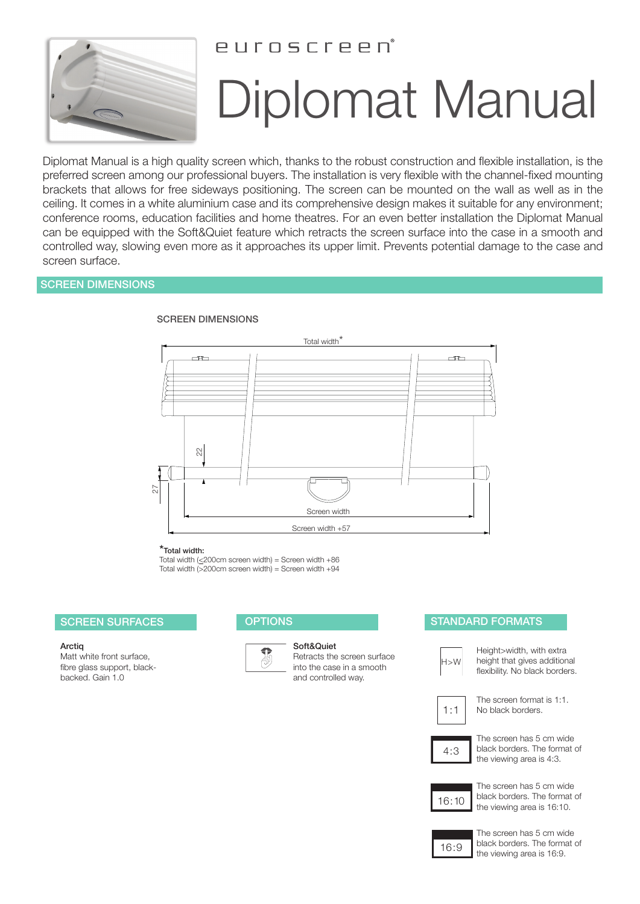euroscreen®

# Diplomat Manual

Diplomat Manual is a high quality screen which, thanks to the robust construction and flexible installation, is the preferred screen among our professional buyers. The installation is very flexible with the channel-fixed mounting brackets that allows for free sideways positioning. The screen can be mounted on the wall as well as in the ceiling. It comes in a white aluminium case and its comprehensive design makes it suitable for any environment; conference rooms, education facilities and home theatres. For an even better installation the Diplomat Manual can be equipped with the Soft&Quiet feature which retracts the screen surface into the case in a smooth and controlled way, slowing even more as it approaches its upper limit. Prevents potential damage to the case and screen surface.

## SCREEN DIMENSIONS

SCREEN DIMENSIONS

Total width*

22

27

Screen width

Screen width +57

***Total width:**
Total width (≤200cm screen width) = Screen width +86
Total width (>200cm screen width) = Screen width +94

## SCREEN SURFACES

**Arctiq**
Matt white front surface, fibre glass support, black-backed. Gain 1.0

## OPTIONS

**Soft&Quiet**
Retracts the screen surface into the case in a smooth and controlled way.

## STANDARD FORMATS

H>W — Height>width, with extra height that gives additional flexibility. No black borders.

1:1 — The screen format is 1:1. No black borders.

4:3 — The screen has 5 cm wide black borders. The format of the viewing area is 4:3.

16:10 — The screen has 5 cm wide black borders. The format of the viewing area is 16:10.

16:9 — The screen has 5 cm wide black borders. The format of the viewing area is 16:9.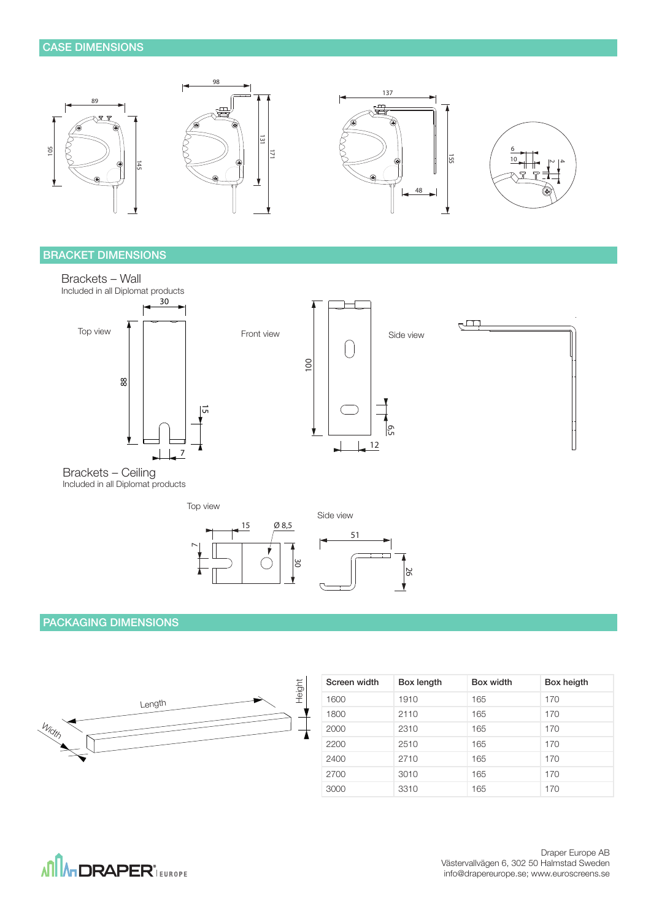## CASE DIMENSIONS

89
105
145

98
131
171

137
155
48

6
10
2
4

## BRACKET DIMENSIONS

### Brackets – Wall

Included in all Diplomat products

Top view

30
88
15
7

Front view

100
6,5
12

Side view

### Brackets – Ceiling

Included in all Diplomat products

Top view

15
Ø 8,5
7
30

Side view

51
26

## PACKAGING DIMENSIONS

Length
Width
Height

| Screen width | Box length | Box width | Box heigth |
|---|---|---|---|
| 1600 | 1910 | 165 | 170 |
| 1800 | 2110 | 165 | 170 |
| 2000 | 2310 | 165 | 170 |
| 2200 | 2510 | 165 | 170 |
| 2400 | 2710 | 165 | 170 |
| 2700 | 3010 | 165 | 170 |
| 3000 | 3310 | 165 | 170 |

DRAPER® EUROPE

Draper Europe AB
Västervallvägen 6, 302 50 Halmstad Sweden
info@drapereurope.se; www.euroscreens.se